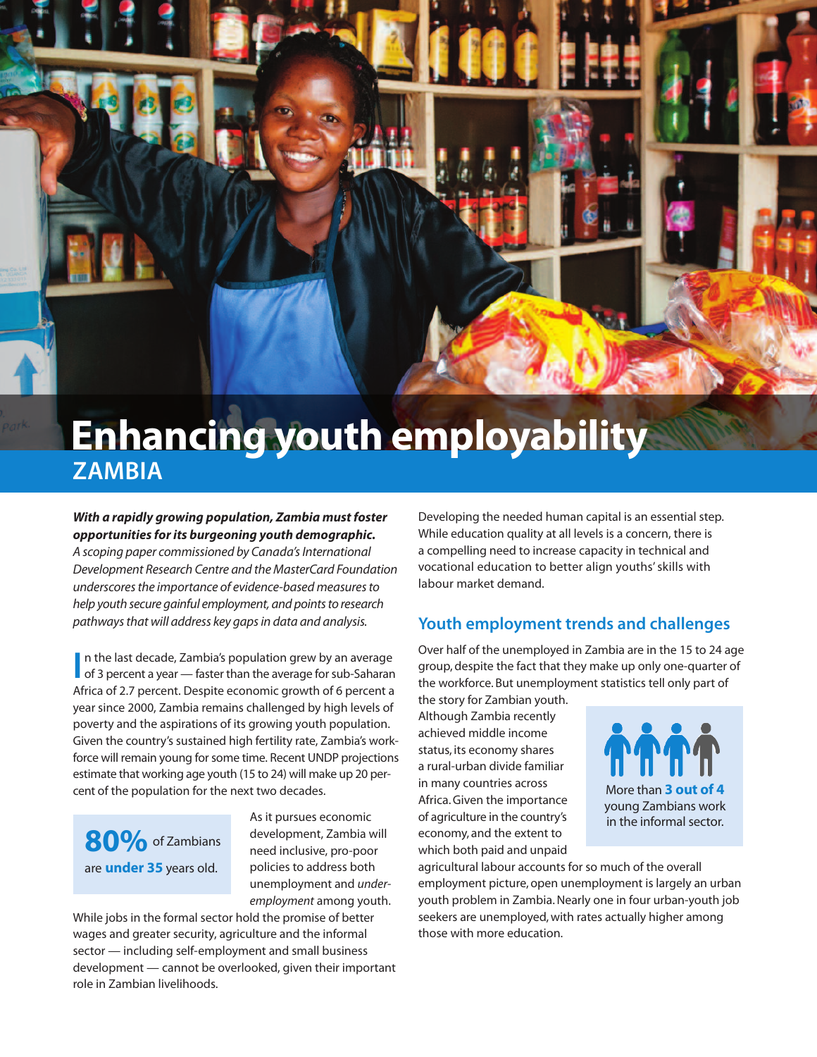# Enhancing youth employability

## ZAMBIA

***With a rapidly growing population, Zambia must foster opportunities for its burgeoning youth demographic.*** *A scoping paper commissioned by Canada's International Development Research Centre and the MasterCard Foundation underscores the importance of evidence-based measures to help youth secure gainful employment, and points to research pathways that will address key gaps in data and analysis.*

In the last decade, Zambia's population grew by an average of 3 percent a year — faster than the average for sub-Saharan Africa of 2.7 percent. Despite economic growth of 6 percent a year since 2000, Zambia remains challenged by high levels of poverty and the aspirations of its growing youth population. Given the country's sustained high fertility rate, Zambia's workforce will remain young for some time. Recent UNDP projections estimate that working age youth (15 to 24) will make up 20 percent of the population for the next two decades.

**80%** of Zambians are **under 35** years old.

As it pursues economic development, Zambia will need inclusive, pro-poor policies to address both unemployment and *under-employment* among youth.

While jobs in the formal sector hold the promise of better wages and greater security, agriculture and the informal sector — including self-employment and small business development — cannot be overlooked, given their important role in Zambian livelihoods.

Developing the needed human capital is an essential step. While education quality at all levels is a concern, there is a compelling need to increase capacity in technical and vocational education to better align youths' skills with labour market demand.

## Youth employment trends and challenges

Over half of the unemployed in Zambia are in the 15 to 24 age group, despite the fact that they make up only one-quarter of the workforce. But unemployment statistics tell only part of the story for Zambian youth. Although Zambia recently achieved middle income status, its economy shares a rural-urban divide familiar in many countries across Africa. Given the importance of agriculture in the country's economy, and the extent to which both paid and unpaid agricultural labour accounts for so much of the overall employment picture, open unemployment is largely an urban youth problem in Zambia. Nearly one in four urban-youth job seekers are unemployed, with rates actually higher among those with more education.

More than **3 out of 4** young Zambians work in the informal sector.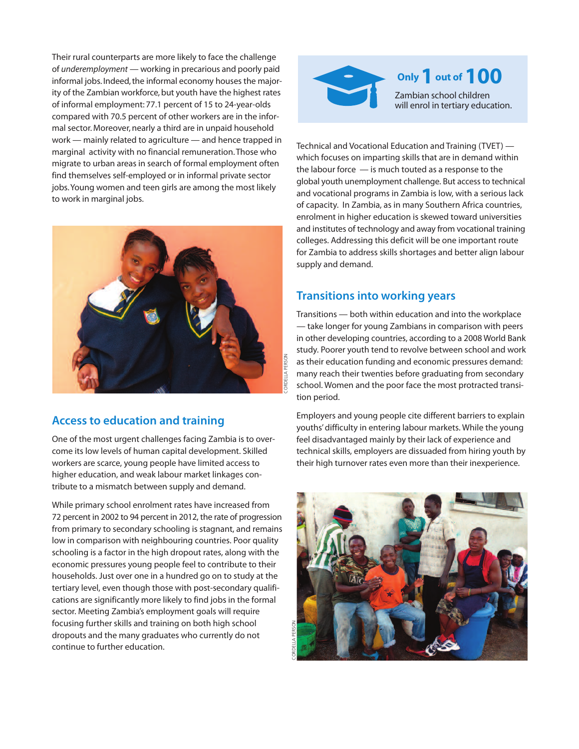Their rural counterparts are more likely to face the challenge of *underemployment* — working in precarious and poorly paid informal jobs. Indeed, the informal economy houses the majority of the Zambian workforce, but youth have the highest rates of informal employment: 77.1 percent of 15 to 24-year-olds compared with 70.5 percent of other workers are in the informal sector. Moreover, nearly a third are in unpaid household work — mainly related to agriculture — and hence trapped in marginal activity with no financial remuneration. Those who migrate to urban areas in search of formal employment often find themselves self-employed or in informal private sector jobs. Young women and teen girls are among the most likely to work in marginal jobs.

CORDELLA PERSON

## Access to education and training

One of the most urgent challenges facing Zambia is to overcome its low levels of human capital development. Skilled workers are scarce, young people have limited access to higher education, and weak labour market linkages contribute to a mismatch between supply and demand.

While primary school enrolment rates have increased from 72 percent in 2002 to 94 percent in 2012, the rate of progression from primary to secondary schooling is stagnant, and remains low in comparison with neighbouring countries. Poor quality schooling is a factor in the high dropout rates, along with the economic pressures young people feel to contribute to their households. Just over one in a hundred go on to study at the tertiary level, even though those with post-secondary qualifications are significantly more likely to find jobs in the formal sector. Meeting Zambia's employment goals will require focusing further skills and training on both high school dropouts and the many graduates who currently do not continue to further education.

**Only 1 out of 100**
Zambian school children will enrol in tertiary education.

Technical and Vocational Education and Training (TVET) — which focuses on imparting skills that are in demand within the labour force — is much touted as a response to the global youth unemployment challenge. But access to technical and vocational programs in Zambia is low, with a serious lack of capacity. In Zambia, as in many Southern Africa countries, enrolment in higher education is skewed toward universities and institutes of technology and away from vocational training colleges. Addressing this deficit will be one important route for Zambia to address skills shortages and better align labour supply and demand.

## Transitions into working years

Transitions — both within education and into the workplace — take longer for young Zambians in comparison with peers in other developing countries, according to a 2008 World Bank study. Poorer youth tend to revolve between school and work as their education funding and economic pressures demand: many reach their twenties before graduating from secondary school. Women and the poor face the most protracted transition period.

Employers and young people cite different barriers to explain youths' difficulty in entering labour markets. While the young feel disadvantaged mainly by their lack of experience and technical skills, employers are dissuaded from hiring youth by their high turnover rates even more than their inexperience.

CORDELLA PERSON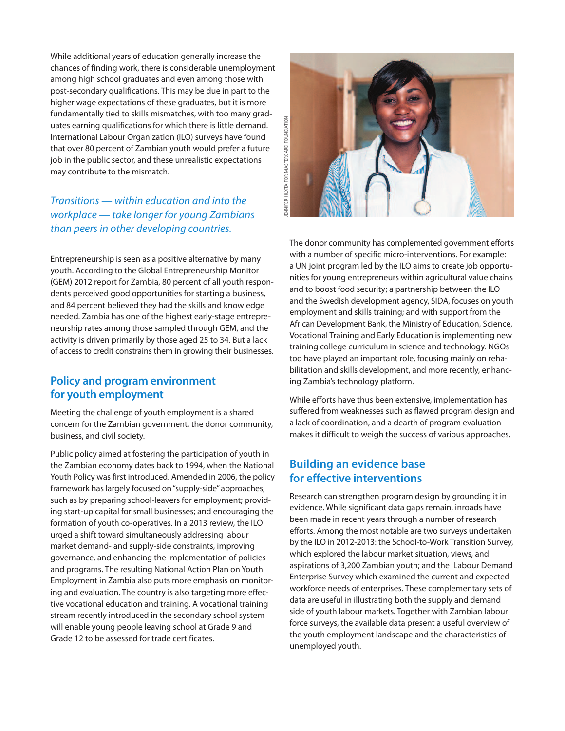While additional years of education generally increase the chances of finding work, there is considerable unemployment among high school graduates and even among those with post-secondary qualifications. This may be due in part to the higher wage expectations of these graduates, but it is more fundamentally tied to skills mismatches, with too many graduates earning qualifications for which there is little demand. International Labour Organization (ILO) surveys have found that over 80 percent of Zambian youth would prefer a future job in the public sector, and these unrealistic expectations may contribute to the mismatch.

*Transitions — within education and into the workplace — take longer for young Zambians than peers in other developing countries.*

Entrepreneurship is seen as a positive alternative by many youth. According to the Global Entrepreneurship Monitor (GEM) 2012 report for Zambia, 80 percent of all youth respondents perceived good opportunities for starting a business, and 84 percent believed they had the skills and knowledge needed. Zambia has one of the highest early-stage entrepreneurship rates among those sampled through GEM, and the activity is driven primarily by those aged 25 to 34. But a lack of access to credit constrains them in growing their businesses.

## Policy and program environment for youth employment

Meeting the challenge of youth employment is a shared concern for the Zambian government, the donor community, business, and civil society.

Public policy aimed at fostering the participation of youth in the Zambian economy dates back to 1994, when the National Youth Policy was first introduced. Amended in 2006, the policy framework has largely focused on "supply-side" approaches, such as by preparing school-leavers for employment; providing start-up capital for small businesses; and encouraging the formation of youth co-operatives. In a 2013 review, the ILO urged a shift toward simultaneously addressing labour market demand- and supply-side constraints, improving governance, and enhancing the implementation of policies and programs. The resulting National Action Plan on Youth Employment in Zambia also puts more emphasis on monitoring and evaluation. The country is also targeting more effective vocational education and training. A vocational training stream recently introduced in the secondary school system will enable young people leaving school at Grade 9 and Grade 12 to be assessed for trade certificates.

JENNIFER HUXTA FOR MASTERCARD FOUNDATION

The donor community has complemented government efforts with a number of specific micro-interventions. For example: a UN joint program led by the ILO aims to create job opportunities for young entrepreneurs within agricultural value chains and to boost food security; a partnership between the ILO and the Swedish development agency, SIDA, focuses on youth employment and skills training; and with support from the African Development Bank, the Ministry of Education, Science, Vocational Training and Early Education is implementing new training college curriculum in science and technology. NGOs too have played an important role, focusing mainly on rehabilitation and skills development, and more recently, enhancing Zambia's technology platform.

While efforts have thus been extensive, implementation has suffered from weaknesses such as flawed program design and a lack of coordination, and a dearth of program evaluation makes it difficult to weigh the success of various approaches.

## Building an evidence base for effective interventions

Research can strengthen program design by grounding it in evidence. While significant data gaps remain, inroads have been made in recent years through a number of research efforts. Among the most notable are two surveys undertaken by the ILO in 2012-2013: the School-to-Work Transition Survey, which explored the labour market situation, views, and aspirations of 3,200 Zambian youth; and the Labour Demand Enterprise Survey which examined the current and expected workforce needs of enterprises. These complementary sets of data are useful in illustrating both the supply and demand side of youth labour markets. Together with Zambian labour force surveys, the available data present a useful overview of the youth employment landscape and the characteristics of unemployed youth.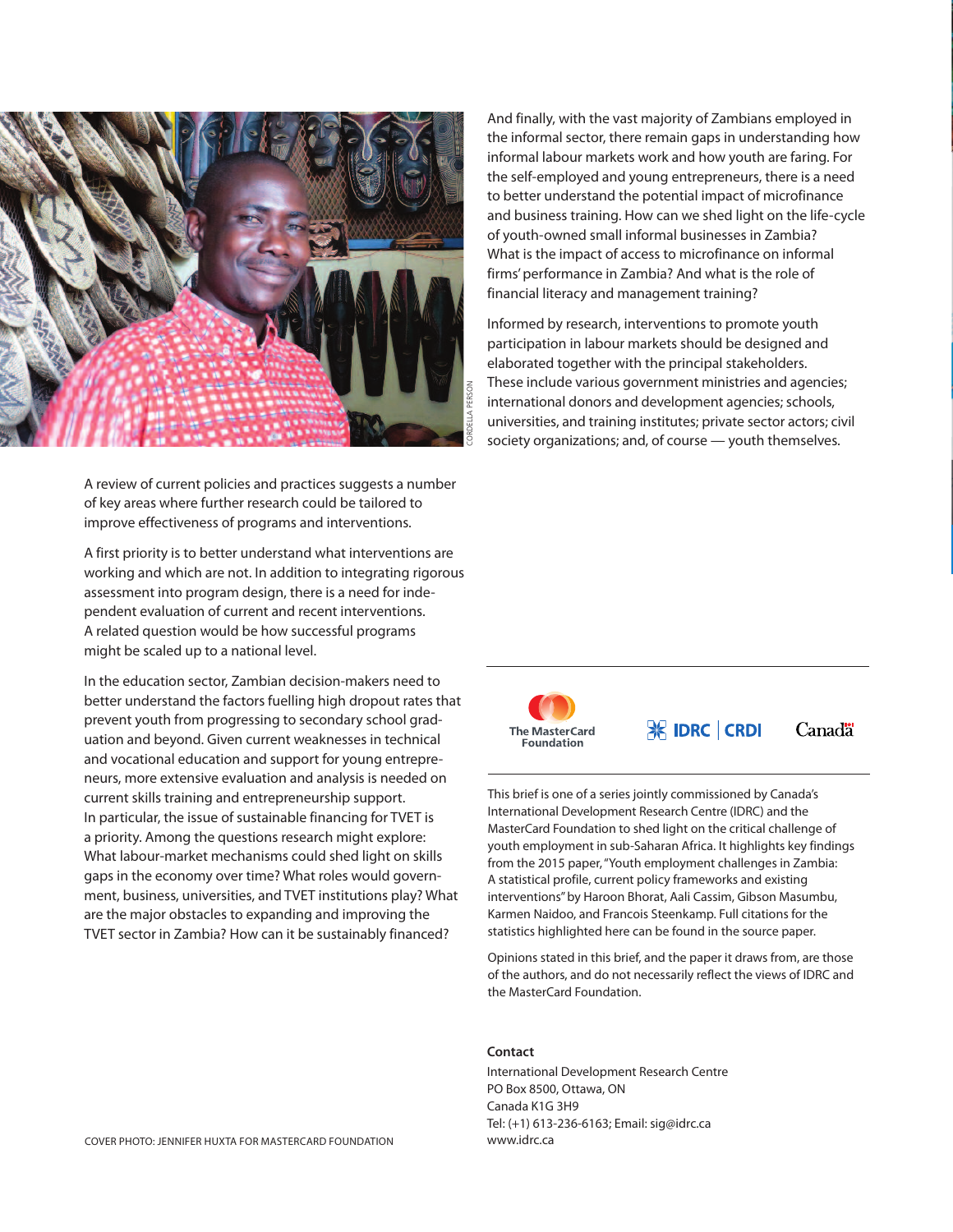A review of current policies and practices suggests a number of key areas where further research could be tailored to improve effectiveness of programs and interventions.

A first priority is to better understand what interventions are working and which are not. In addition to integrating rigorous assessment into program design, there is a need for independent evaluation of current and recent interventions. A related question would be how successful programs might be scaled up to a national level.

In the education sector, Zambian decision-makers need to better understand the factors fuelling high dropout rates that prevent youth from progressing to secondary school graduation and beyond. Given current weaknesses in technical and vocational education and support for young entrepreneurs, more extensive evaluation and analysis is needed on current skills training and entrepreneurship support. In particular, the issue of sustainable financing for TVET is a priority. Among the questions research might explore: What labour-market mechanisms could shed light on skills gaps in the economy over time? What roles would government, business, universities, and TVET institutions play? What are the major obstacles to expanding and improving the TVET sector in Zambia? How can it be sustainably financed?

And finally, with the vast majority of Zambians employed in the informal sector, there remain gaps in understanding how informal labour markets work and how youth are faring. For the self-employed and young entrepreneurs, there is a need to better understand the potential impact of microfinance and business training. How can we shed light on the life-cycle of youth-owned small informal businesses in Zambia? What is the impact of access to microfinance on informal firms' performance in Zambia? And what is the role of financial literacy and management training?

Informed by research, interventions to promote youth participation in labour markets should be designed and elaborated together with the principal stakeholders. These include various government ministries and agencies; international donors and development agencies; schools, universities, and training institutes; private sector actors; civil society organizations; and, of course — youth themselves.

CORDELLA PERSON

The MasterCard Foundation | IDRC | CRDI | Canada

This brief is one of a series jointly commissioned by Canada's International Development Research Centre (IDRC) and the MasterCard Foundation to shed light on the critical challenge of youth employment in sub-Saharan Africa. It highlights key findings from the 2015 paper, "Youth employment challenges in Zambia: A statistical profile, current policy frameworks and existing interventions" by Haroon Bhorat, Aali Cassim, Gibson Masumbu, Karmen Naidoo, and Francois Steenkamp. Full citations for the statistics highlighted here can be found in the source paper.

Opinions stated in this brief, and the paper it draws from, are those of the authors, and do not necessarily reflect the views of IDRC and the MasterCard Foundation.

**Contact**

International Development Research Centre
PO Box 8500, Ottawa, ON
Canada K1G 3H9
Tel: (+1) 613-236-6163; Email: sig@idrc.ca
www.idrc.ca

COVER PHOTO: JENNIFER HUXTA FOR MASTERCARD FOUNDATION